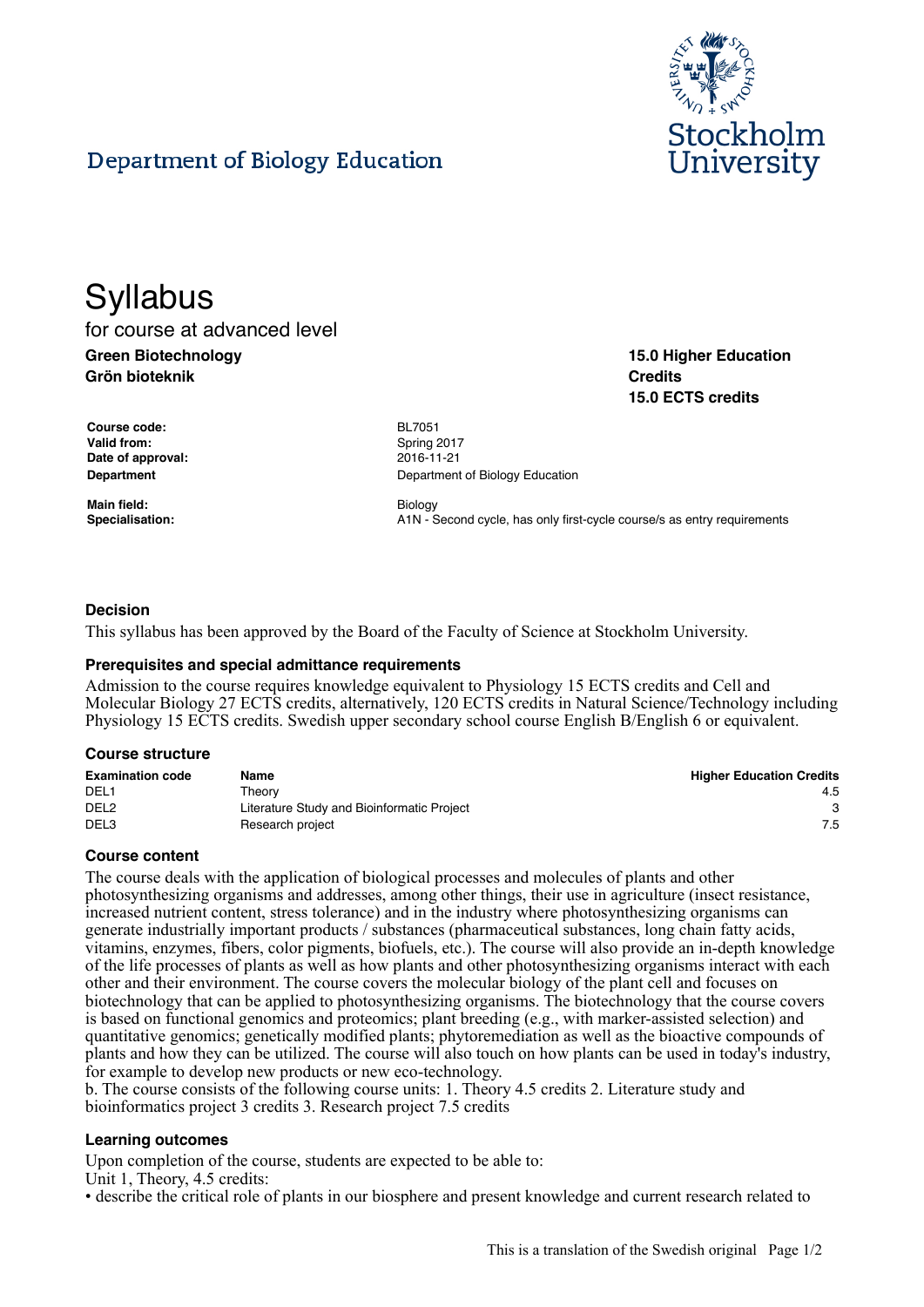## Department of Biology Education

# Syllabus

for course at advanced level

**Green Biotechnology**
**Grön bioteknik**

**15.0 Higher Education Credits**
**15.0 ECTS credits**

| | |
|---|---|
| **Course code:** | BL7051 |
| **Valid from:** | Spring 2017 |
| **Date of approval:** | 2016-11-21 |
| **Department** | Department of Biology Education |
| **Main field:** | Biology |
| **Specialisation:** | A1N - Second cycle, has only first-cycle course/s as entry requirements |

### Decision

This syllabus has been approved by the Board of the Faculty of Science at Stockholm University.

### Prerequisites and special admittance requirements

Admission to the course requires knowledge equivalent to Physiology 15 ECTS credits and Cell and Molecular Biology 27 ECTS credits, alternatively, 120 ECTS credits in Natural Science/Technology including Physiology 15 ECTS credits. Swedish upper secondary school course English B/English 6 or equivalent.

### Course structure

| Examination code | Name | Higher Education Credits |
|---|---|---|
| DEL1 | Theory | 4.5 |
| DEL2 | Literature Study and Bioinformatic Project | 3 |
| DEL3 | Research project | 7.5 |

### Course content

The course deals with the application of biological processes and molecules of plants and other photosynthesizing organisms and addresses, among other things, their use in agriculture (insect resistance, increased nutrient content, stress tolerance) and in the industry where photosynthesizing organisms can generate industrially important products / substances (pharmaceutical substances, long chain fatty acids, vitamins, enzymes, fibers, color pigments, biofuels, etc.). The course will also provide an in-depth knowledge of the life processes of plants as well as how plants and other photosynthesizing organisms interact with each other and their environment. The course covers the molecular biology of the plant cell and focuses on biotechnology that can be applied to photosynthesizing organisms. The biotechnology that the course covers is based on functional genomics and proteomics; plant breeding (e.g., with marker-assisted selection) and quantitative genomics; genetically modified plants; phytoremediation as well as the bioactive compounds of plants and how they can be utilized. The course will also touch on how plants can be used in today's industry, for example to develop new products or new eco-technology.
b. The course consists of the following course units: 1. Theory 4.5 credits 2. Literature study and bioinformatics project 3 credits 3. Research project 7.5 credits

### Learning outcomes

Upon completion of the course, students are expected to be able to:
Unit 1, Theory, 4.5 credits:
• describe the critical role of plants in our biosphere and present knowledge and current research related to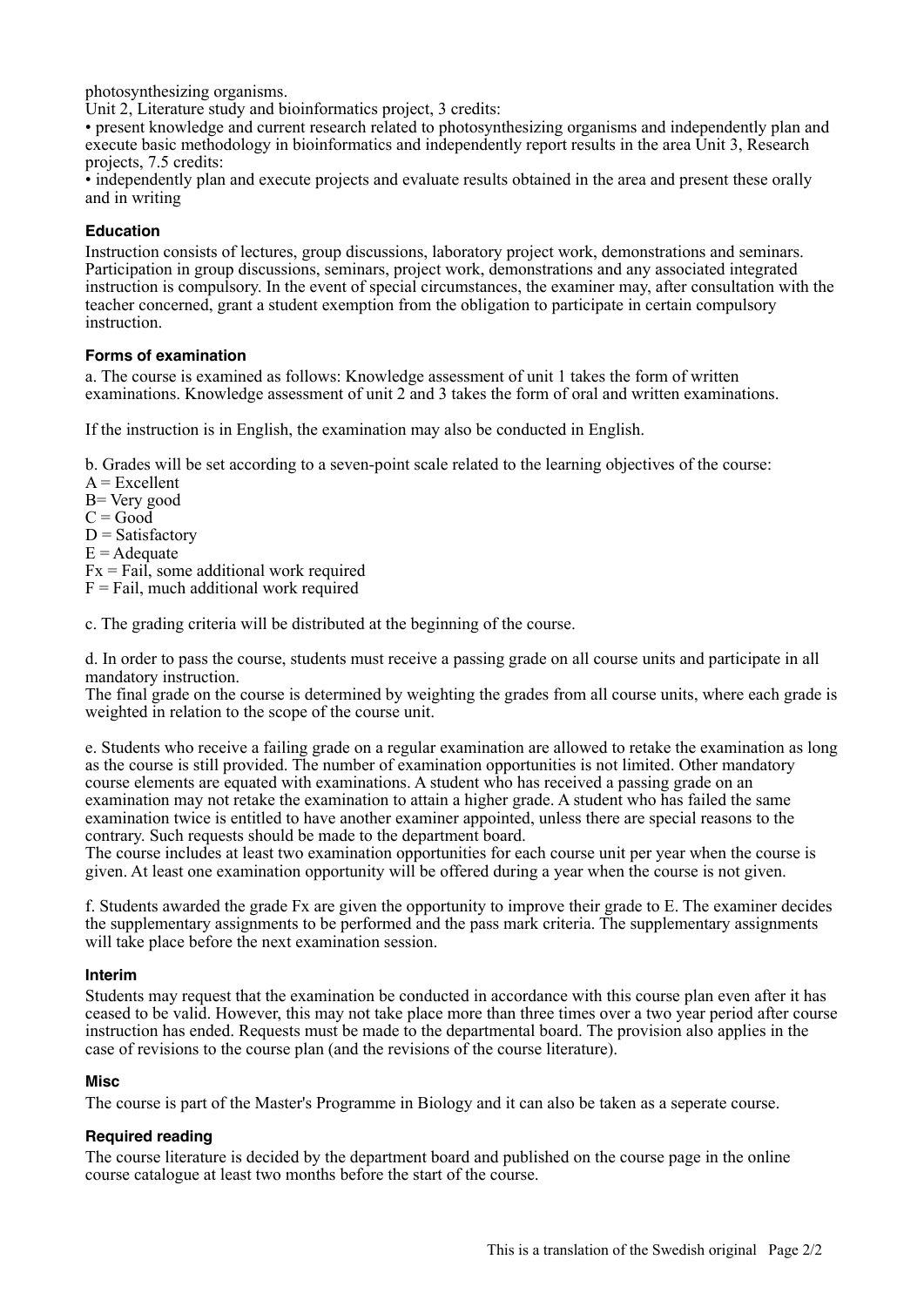photosynthesizing organisms.

Unit 2, Literature study and bioinformatics project, 3 credits:

• present knowledge and current research related to photosynthesizing organisms and independently plan and execute basic methodology in bioinformatics and independently report results in the area Unit 3, Research projects, 7.5 credits:

• independently plan and execute projects and evaluate results obtained in the area and present these orally and in writing

### Education

Instruction consists of lectures, group discussions, laboratory project work, demonstrations and seminars. Participation in group discussions, seminars, project work, demonstrations and any associated integrated instruction is compulsory. In the event of special circumstances, the examiner may, after consultation with the teacher concerned, grant a student exemption from the obligation to participate in certain compulsory instruction.

### Forms of examination

a. The course is examined as follows: Knowledge assessment of unit 1 takes the form of written examinations. Knowledge assessment of unit 2 and 3 takes the form of oral and written examinations.

If the instruction is in English, the examination may also be conducted in English.

b. Grades will be set according to a seven-point scale related to the learning objectives of the course:

A = Excellent
B= Very good
C = Good
D = Satisfactory
E = Adequate
Fx = Fail, some additional work required
F = Fail, much additional work required

c. The grading criteria will be distributed at the beginning of the course.

d. In order to pass the course, students must receive a passing grade on all course units and participate in all mandatory instruction.
The final grade on the course is determined by weighting the grades from all course units, where each grade is weighted in relation to the scope of the course unit.

e. Students who receive a failing grade on a regular examination are allowed to retake the examination as long as the course is still provided. The number of examination opportunities is not limited. Other mandatory course elements are equated with examinations. A student who has received a passing grade on an examination may not retake the examination to attain a higher grade. A student who has failed the same examination twice is entitled to have another examiner appointed, unless there are special reasons to the contrary. Such requests should be made to the department board.
The course includes at least two examination opportunities for each course unit per year when the course is given. At least one examination opportunity will be offered during a year when the course is not given.

f. Students awarded the grade Fx are given the opportunity to improve their grade to E. The examiner decides the supplementary assignments to be performed and the pass mark criteria. The supplementary assignments will take place before the next examination session.

### Interim

Students may request that the examination be conducted in accordance with this course plan even after it has ceased to be valid. However, this may not take place more than three times over a two year period after course instruction has ended. Requests must be made to the departmental board. The provision also applies in the case of revisions to the course plan (and the revisions of the course literature).

### Misc

The course is part of the Master's Programme in Biology and it can also be taken as a seperate course.

### Required reading

The course literature is decided by the department board and published on the course page in the online course catalogue at least two months before the start of the course.

This is a translation of the Swedish original